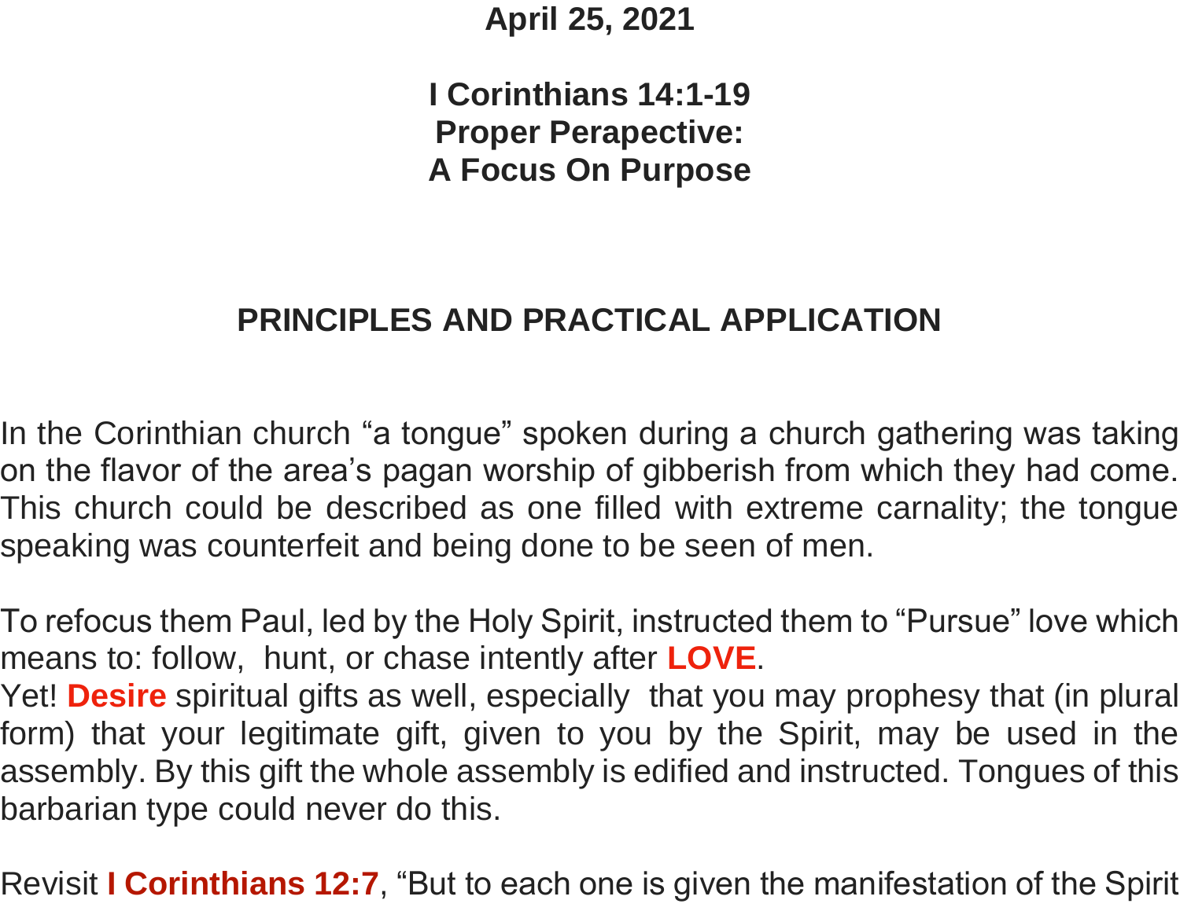**April 25, 2021**

# I Corinthians 14:1-19
# Proper Perapective:
# A Focus On Purpose

## PRINCIPLES AND PRACTICAL APPLICATION

In the Corinthian church "a tongue" spoken during a church gathering was taking on the flavor of the area's pagan worship of gibberish from which they had come. This church could be described as one filled with extreme carnality; the tongue speaking was counterfeit and being done to be seen of men.

To refocus them Paul, led by the Holy Spirit, instructed them to "Pursue" love which means to: follow, hunt, or chase intently after **LOVE**.
Yet! **Desire** spiritual gifts as well, especially that you may prophesy that (in plural form) that your legitimate gift, given to you by the Spirit, may be used in the assembly. By this gift the whole assembly is edified and instructed. Tongues of this barbarian type could never do this.

Revisit **I Corinthians 12:7**, "But to each one is given the manifestation of the Spirit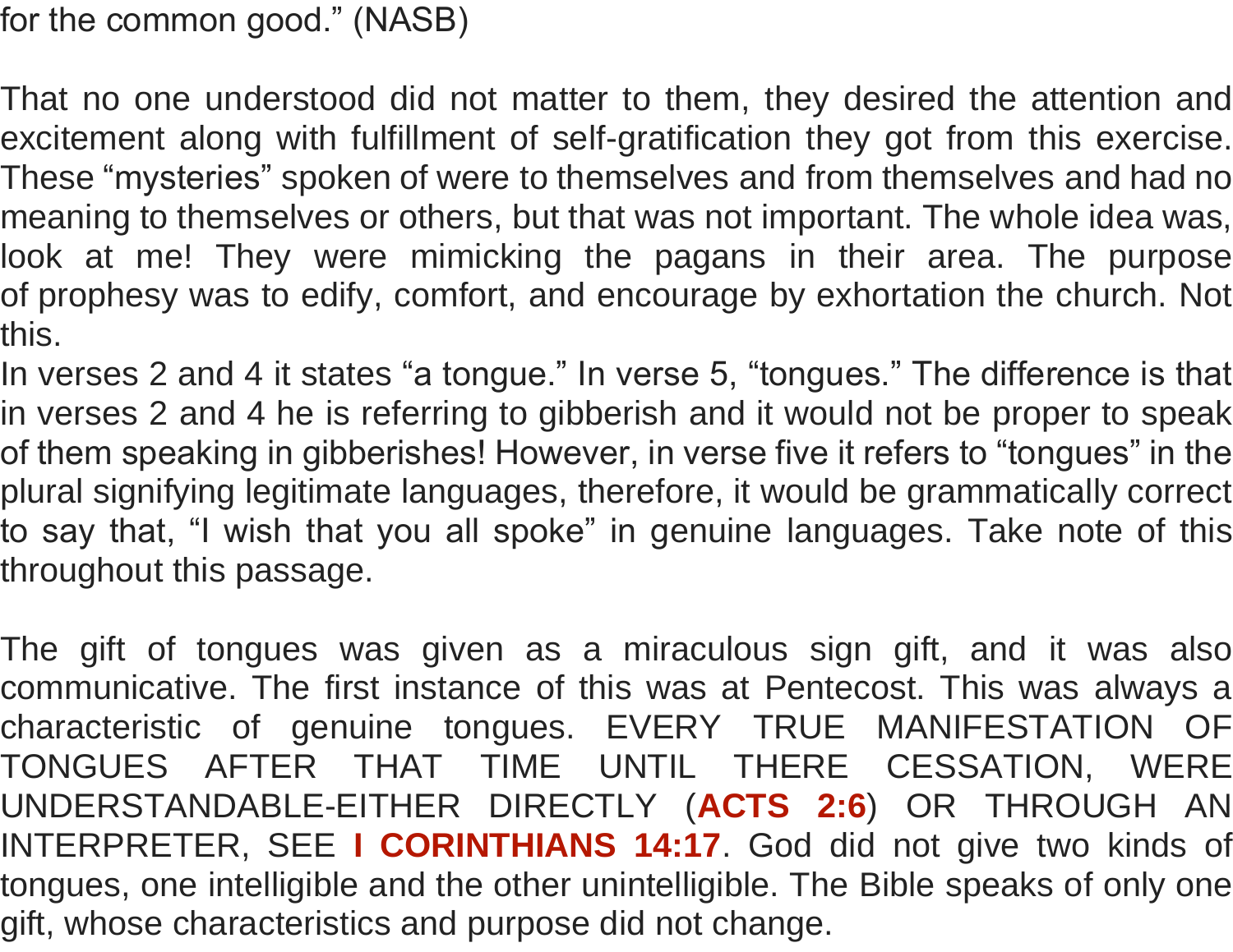for the common good." (NASB)

That no one understood did not matter to them, they desired the attention and excitement along with fulfillment of self-gratification they got from this exercise. These "mysteries" spoken of were to themselves and from themselves and had no meaning to themselves or others, but that was not important. The whole idea was, look at me! They were mimicking the pagans in their area. The purpose of prophesy was to edify, comfort, and encourage by exhortation the church. Not this.
In verses 2 and 4 it states "a tongue." In verse 5, "tongues." The difference is that in verses 2 and 4 he is referring to gibberish and it would not be proper to speak of them speaking in gibberishes! However, in verse five it refers to "tongues" in the plural signifying legitimate languages, therefore, it would be grammatically correct to say that, "I wish that you all spoke" in genuine languages. Take note of this throughout this passage.

The gift of tongues was given as a miraculous sign gift, and it was also communicative. The first instance of this was at Pentecost. This was always a characteristic of genuine tongues. EVERY TRUE MANIFESTATION OF TONGUES AFTER THAT TIME UNTIL THERE CESSATION, WERE UNDERSTANDABLE-EITHER DIRECTLY (**ACTS 2:6**) OR THROUGH AN INTERPRETER, SEE **I CORINTHIANS 14:17**. God did not give two kinds of tongues, one intelligible and the other unintelligible. The Bible speaks of only one gift, whose characteristics and purpose did not change.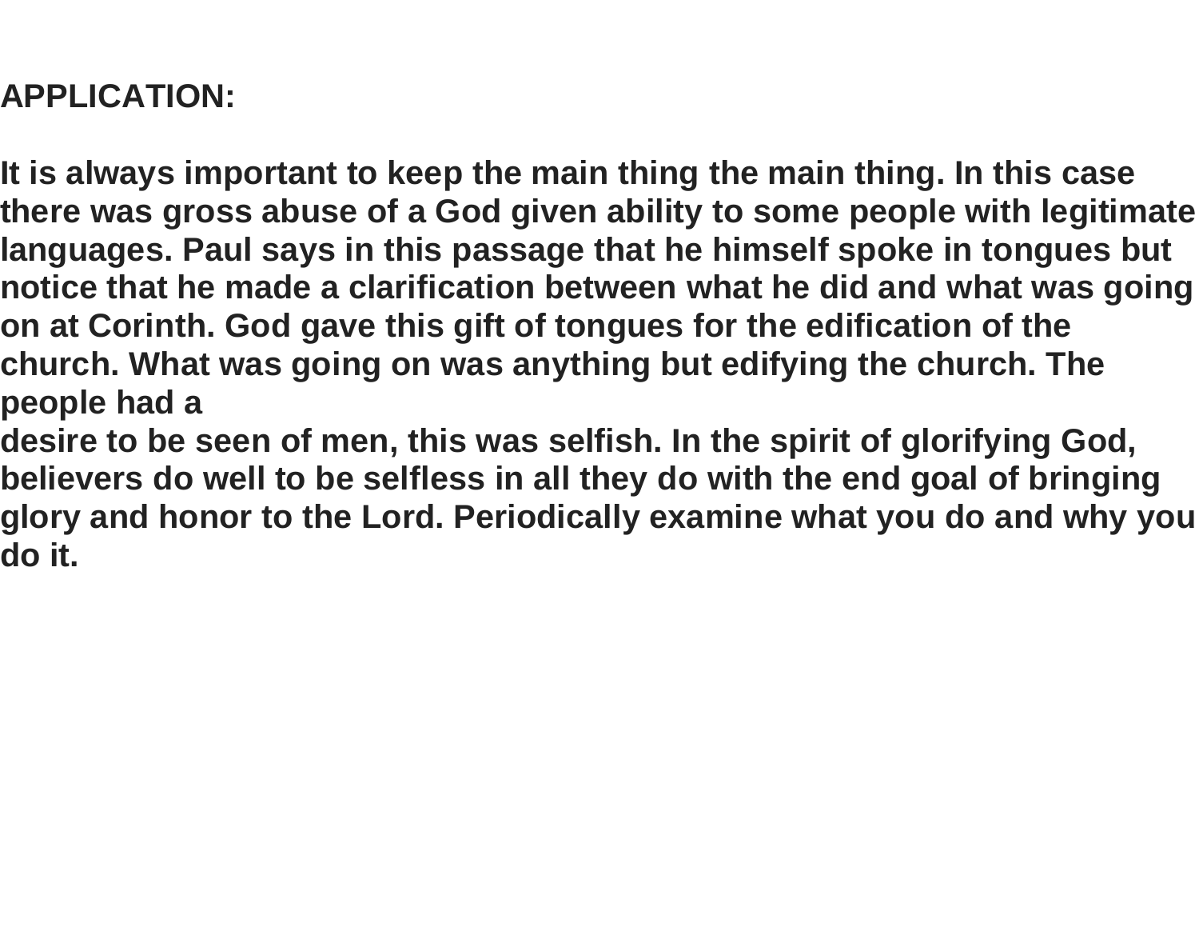**APPLICATION:**

**It is always important to keep the main thing the main thing. In this case there was gross abuse of a God given ability to some people with legitimate languages. Paul says in this passage that he himself spoke in tongues but notice that he made a clarification between what he did and what was going on at Corinth. God gave this gift of tongues for the edification of the church. What was going on was anything but edifying the church. The people had a desire to be seen of men, this was selfish. In the spirit of glorifying God, believers do well to be selfless in all they do with the end goal of bringing glory and honor to the Lord. Periodically examine what you do and why you do it.**